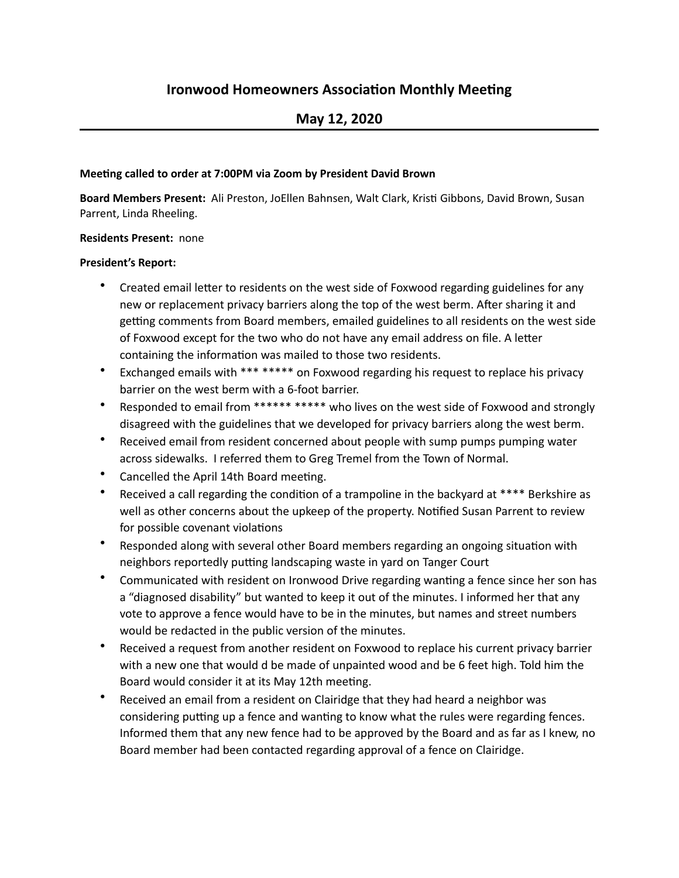# Ironwood Homeowners Association Monthly Meeting

## May 12, 2020

**Meeting called to order at 7:00PM via Zoom by President David Brown**

**Board Members Present:** Ali Preston, JoEllen Bahnsen, Walt Clark, Kristi Gibbons, David Brown, Susan Parrent, Linda Rheeling.

**Residents Present:** none

**President's Report:**

- Created email letter to residents on the west side of Foxwood regarding guidelines for any new or replacement privacy barriers along the top of the west berm. After sharing it and getting comments from Board members, emailed guidelines to all residents on the west side of Foxwood except for the two who do not have any email address on file. A letter containing the information was mailed to those two residents.
- Exchanged emails with *** ***** on Foxwood regarding his request to replace his privacy barrier on the west berm with a 6-foot barrier.
- Responded to email from ****** ***** who lives on the west side of Foxwood and strongly disagreed with the guidelines that we developed for privacy barriers along the west berm.
- Received email from resident concerned about people with sump pumps pumping water across sidewalks. I referred them to Greg Tremel from the Town of Normal.
- Cancelled the April 14th Board meeting.
- Received a call regarding the condition of a trampoline in the backyard at **** Berkshire as well as other concerns about the upkeep of the property. Notified Susan Parrent to review for possible covenant violations
- Responded along with several other Board members regarding an ongoing situation with neighbors reportedly putting landscaping waste in yard on Tanger Court
- Communicated with resident on Ironwood Drive regarding wanting a fence since her son has a "diagnosed disability" but wanted to keep it out of the minutes. I informed her that any vote to approve a fence would have to be in the minutes, but names and street numbers would be redacted in the public version of the minutes.
- Received a request from another resident on Foxwood to replace his current privacy barrier with a new one that would d be made of unpainted wood and be 6 feet high. Told him the Board would consider it at its May 12th meeting.
- Received an email from a resident on Clairidge that they had heard a neighbor was considering putting up a fence and wanting to know what the rules were regarding fences. Informed them that any new fence had to be approved by the Board and as far as I knew, no Board member had been contacted regarding approval of a fence on Clairidge.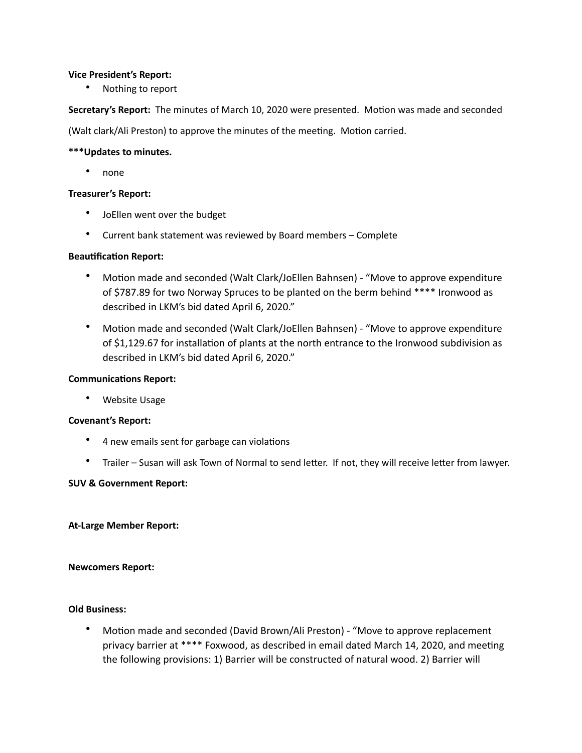**Vice President's Report:**

- Nothing to report

**Secretary's Report:** The minutes of March 10, 2020 were presented. Motion was made and seconded (Walt clark/Ali Preston) to approve the minutes of the meeting. Motion carried.

**\*\*\*Updates to minutes.**

- none

**Treasurer's Report:**

- JoEllen went over the budget
- Current bank statement was reviewed by Board members – Complete

**Beautification Report:**

- Motion made and seconded (Walt Clark/JoEllen Bahnsen) - "Move to approve expenditure of $787.89 for two Norway Spruces to be planted on the berm behind **** Ironwood as described in LKM's bid dated April 6, 2020."
- Motion made and seconded (Walt Clark/JoEllen Bahnsen) - "Move to approve expenditure of $1,129.67 for installation of plants at the north entrance to the Ironwood subdivision as described in LKM's bid dated April 6, 2020."

**Communications Report:**

- Website Usage

**Covenant's Report:**

- 4 new emails sent for garbage can violations
- Trailer – Susan will ask Town of Normal to send letter. If not, they will receive letter from lawyer.

**SUV & Government Report:**

**At-Large Member Report:**

**Newcomers Report:**

**Old Business:**

- Motion made and seconded (David Brown/Ali Preston) - "Move to approve replacement privacy barrier at **** Foxwood, as described in email dated March 14, 2020, and meeting the following provisions: 1) Barrier will be constructed of natural wood. 2) Barrier will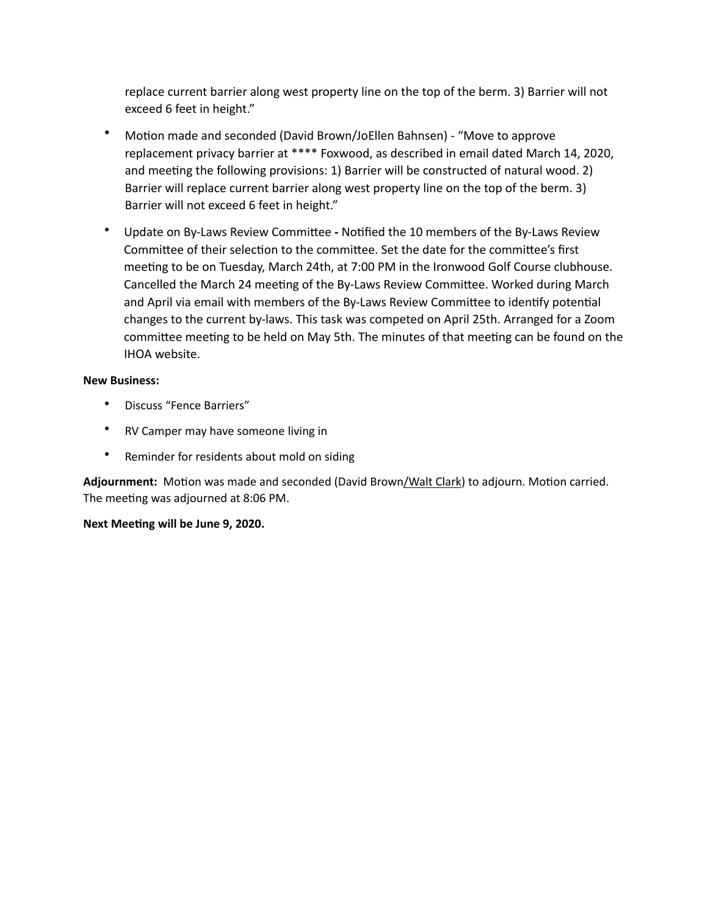replace current barrier along west property line on the top of the berm. 3) Barrier will not exceed 6 feet in height."

- Motion made and seconded (David Brown/JoEllen Bahnsen) - "Move to approve replacement privacy barrier at **** Foxwood, as described in email dated March 14, 2020, and meeting the following provisions: 1) Barrier will be constructed of natural wood. 2) Barrier will replace current barrier along west property line on the top of the berm. 3) Barrier will not exceed 6 feet in height."
- Update on By-Laws Review Committee **-** Notified the 10 members of the By-Laws Review Committee of their selection to the committee. Set the date for the committee's first meeting to be on Tuesday, March 24th, at 7:00 PM in the Ironwood Golf Course clubhouse. Cancelled the March 24 meeting of the By-Laws Review Committee. Worked during March and April via email with members of the By-Laws Review Committee to identify potential changes to the current by-laws. This task was competed on April 25th. Arranged for a Zoom committee meeting to be held on May 5th. The minutes of that meeting can be found on the IHOA website.

**New Business:**

- Discuss "Fence Barriers"
- RV Camper may have someone living in
- Reminder for residents about mold on siding

**Adjournment:** Motion was made and seconded (David Brown/Walt Clark) to adjourn. Motion carried. The meeting was adjourned at 8:06 PM.

**Next Meeting will be June 9, 2020.**